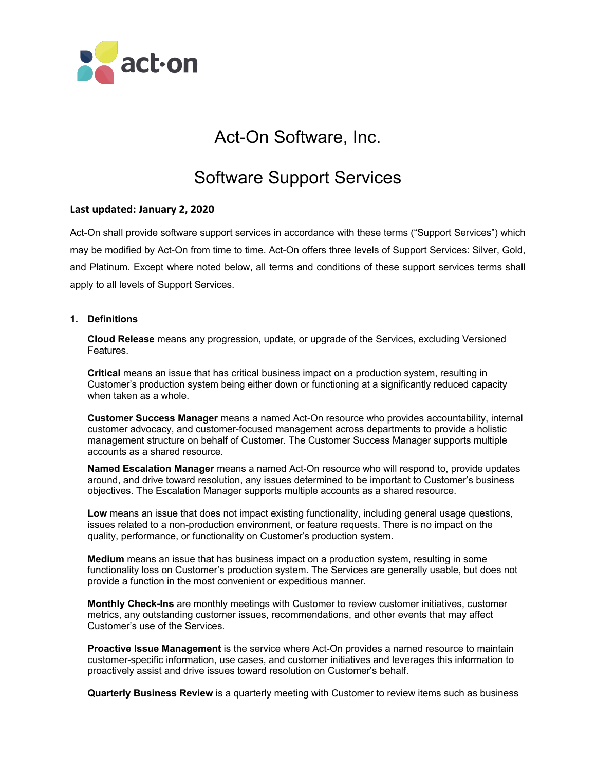# Act-On Software, Inc.

# Software Support Services

**Last updated: January 2, 2020**

Act-On shall provide software support services in accordance with these terms ("Support Services") which may be modified by Act-On from time to time. Act-On offers three levels of Support Services: Silver, Gold, and Platinum. Except where noted below, all terms and conditions of these support services terms shall apply to all levels of Support Services.

## 1. Definitions

**Cloud Release** means any progression, update, or upgrade of the Services, excluding Versioned Features.

**Critical** means an issue that has critical business impact on a production system, resulting in Customer's production system being either down or functioning at a significantly reduced capacity when taken as a whole.

**Customer Success Manager** means a named Act-On resource who provides accountability, internal customer advocacy, and customer-focused management across departments to provide a holistic management structure on behalf of Customer. The Customer Success Manager supports multiple accounts as a shared resource.

**Named Escalation Manager** means a named Act-On resource who will respond to, provide updates around, and drive toward resolution, any issues determined to be important to Customer's business objectives. The Escalation Manager supports multiple accounts as a shared resource.

**Low** means an issue that does not impact existing functionality, including general usage questions, issues related to a non-production environment, or feature requests. There is no impact on the quality, performance, or functionality on Customer's production system.

**Medium** means an issue that has business impact on a production system, resulting in some functionality loss on Customer's production system. The Services are generally usable, but does not provide a function in the most convenient or expeditious manner.

**Monthly Check-Ins** are monthly meetings with Customer to review customer initiatives, customer metrics, any outstanding customer issues, recommendations, and other events that may affect Customer's use of the Services.

**Proactive Issue Management** is the service where Act-On provides a named resource to maintain customer-specific information, use cases, and customer initiatives and leverages this information to proactively assist and drive issues toward resolution on Customer's behalf.

**Quarterly Business Review** is a quarterly meeting with Customer to review items such as business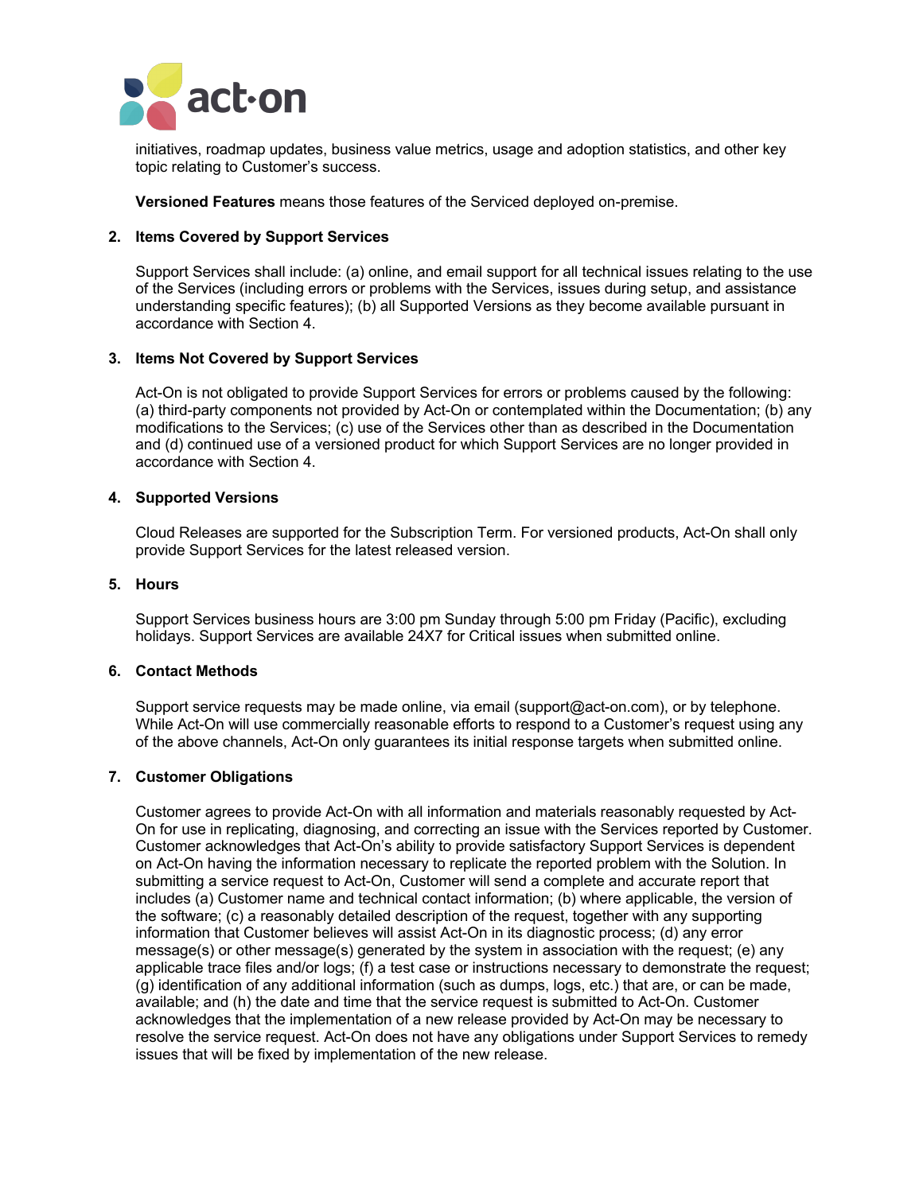initiatives, roadmap updates, business value metrics, usage and adoption statistics, and other key topic relating to Customer's success.

**Versioned Features** means those features of the Serviced deployed on-premise.

## 2. Items Covered by Support Services

Support Services shall include: (a) online, and email support for all technical issues relating to the use of the Services (including errors or problems with the Services, issues during setup, and assistance understanding specific features); (b) all Supported Versions as they become available pursuant in accordance with Section 4.

## 3. Items Not Covered by Support Services

Act-On is not obligated to provide Support Services for errors or problems caused by the following: (a) third-party components not provided by Act-On or contemplated within the Documentation; (b) any modifications to the Services; (c) use of the Services other than as described in the Documentation and (d) continued use of a versioned product for which Support Services are no longer provided in accordance with Section 4.

## 4. Supported Versions

Cloud Releases are supported for the Subscription Term. For versioned products, Act-On shall only provide Support Services for the latest released version.

## 5. Hours

Support Services business hours are 3:00 pm Sunday through 5:00 pm Friday (Pacific), excluding holidays. Support Services are available 24X7 for Critical issues when submitted online.

## 6. Contact Methods

Support service requests may be made online, via email (support@act-on.com), or by telephone. While Act-On will use commercially reasonable efforts to respond to a Customer's request using any of the above channels, Act-On only guarantees its initial response targets when submitted online.

## 7. Customer Obligations

Customer agrees to provide Act-On with all information and materials reasonably requested by Act-On for use in replicating, diagnosing, and correcting an issue with the Services reported by Customer. Customer acknowledges that Act-On's ability to provide satisfactory Support Services is dependent on Act-On having the information necessary to replicate the reported problem with the Solution. In submitting a service request to Act-On, Customer will send a complete and accurate report that includes (a) Customer name and technical contact information; (b) where applicable, the version of the software; (c) a reasonably detailed description of the request, together with any supporting information that Customer believes will assist Act-On in its diagnostic process; (d) any error message(s) or other message(s) generated by the system in association with the request; (e) any applicable trace files and/or logs; (f) a test case or instructions necessary to demonstrate the request; (g) identification of any additional information (such as dumps, logs, etc.) that are, or can be made, available; and (h) the date and time that the service request is submitted to Act-On. Customer acknowledges that the implementation of a new release provided by Act-On may be necessary to resolve the service request. Act-On does not have any obligations under Support Services to remedy issues that will be fixed by implementation of the new release.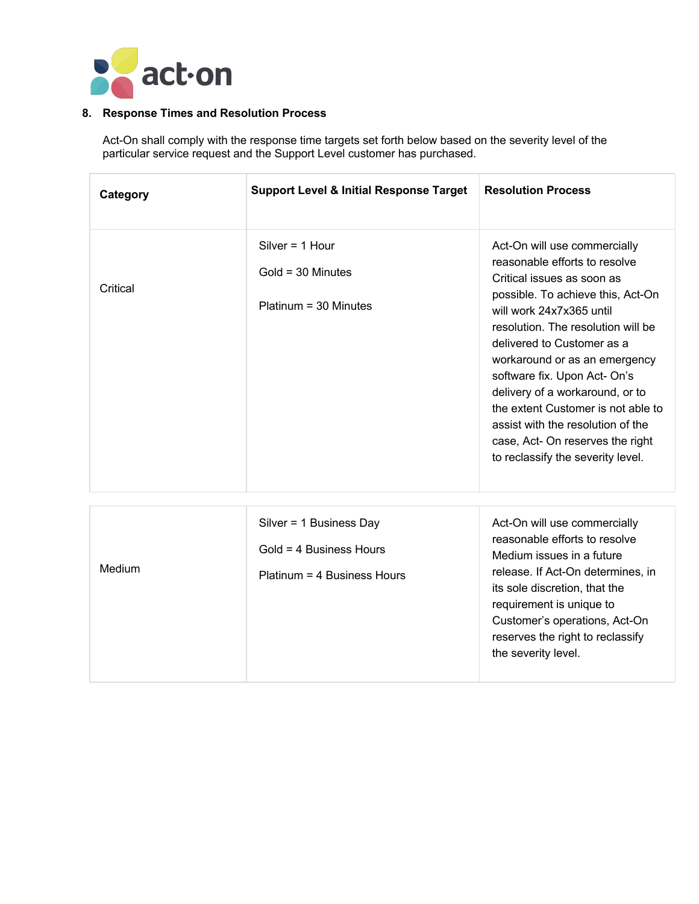## 8. Response Times and Resolution Process

Act-On shall comply with the response time targets set forth below based on the severity level of the particular service request and the Support Level customer has purchased.

| Category | Support Level & Initial Response Target | Resolution Process |
|---|---|---|
| Critical | Silver = 1 Hour<br>Gold = 30 Minutes<br>Platinum = 30 Minutes | Act-On will use commercially reasonable efforts to resolve Critical issues as soon as possible. To achieve this, Act-On will work 24x7x365 until resolution. The resolution will be delivered to Customer as a workaround or as an emergency software fix. Upon Act- On's delivery of a workaround, or to the extent Customer is not able to assist with the resolution of the case, Act- On reserves the right to reclassify the severity level. |
| Medium | Silver = 1 Business Day<br>Gold = 4 Business Hours<br>Platinum = 4 Business Hours | Act-On will use commercially reasonable efforts to resolve Medium issues in a future release. If Act-On determines, in its sole discretion, that the requirement is unique to Customer's operations, Act-On reserves the right to reclassify the severity level. |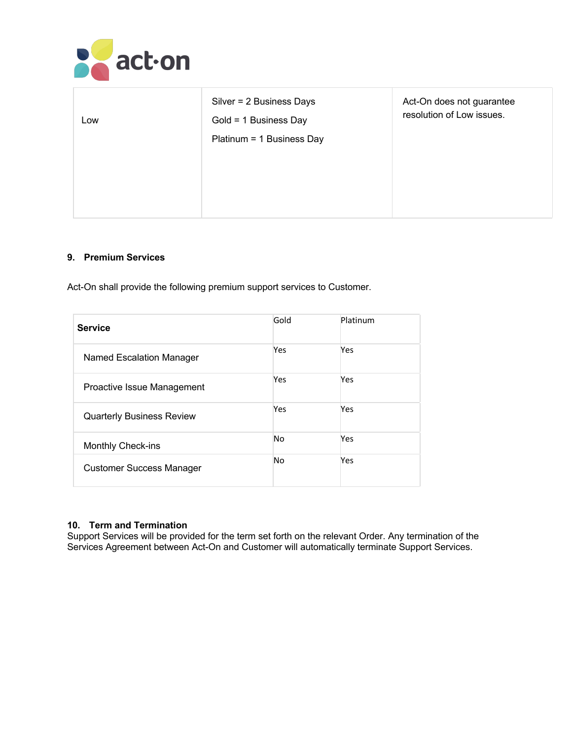| | | |
|---|---|---|
| Low | Silver = 2 Business Days<br>Gold = 1 Business Day<br>Platinum = 1 Business Day | Act-On does not guarantee resolution of Low issues. |

## 9. Premium Services

Act-On shall provide the following premium support services to Customer.

| Service | Gold | Platinum |
|---|---|---|
| Named Escalation Manager | Yes | Yes |
| Proactive Issue Management | Yes | Yes |
| Quarterly Business Review | Yes | Yes |
| Monthly Check-ins | No | Yes |
| Customer Success Manager | No | Yes |

## 10. Term and Termination

Support Services will be provided for the term set forth on the relevant Order. Any termination of the Services Agreement between Act-On and Customer will automatically terminate Support Services.